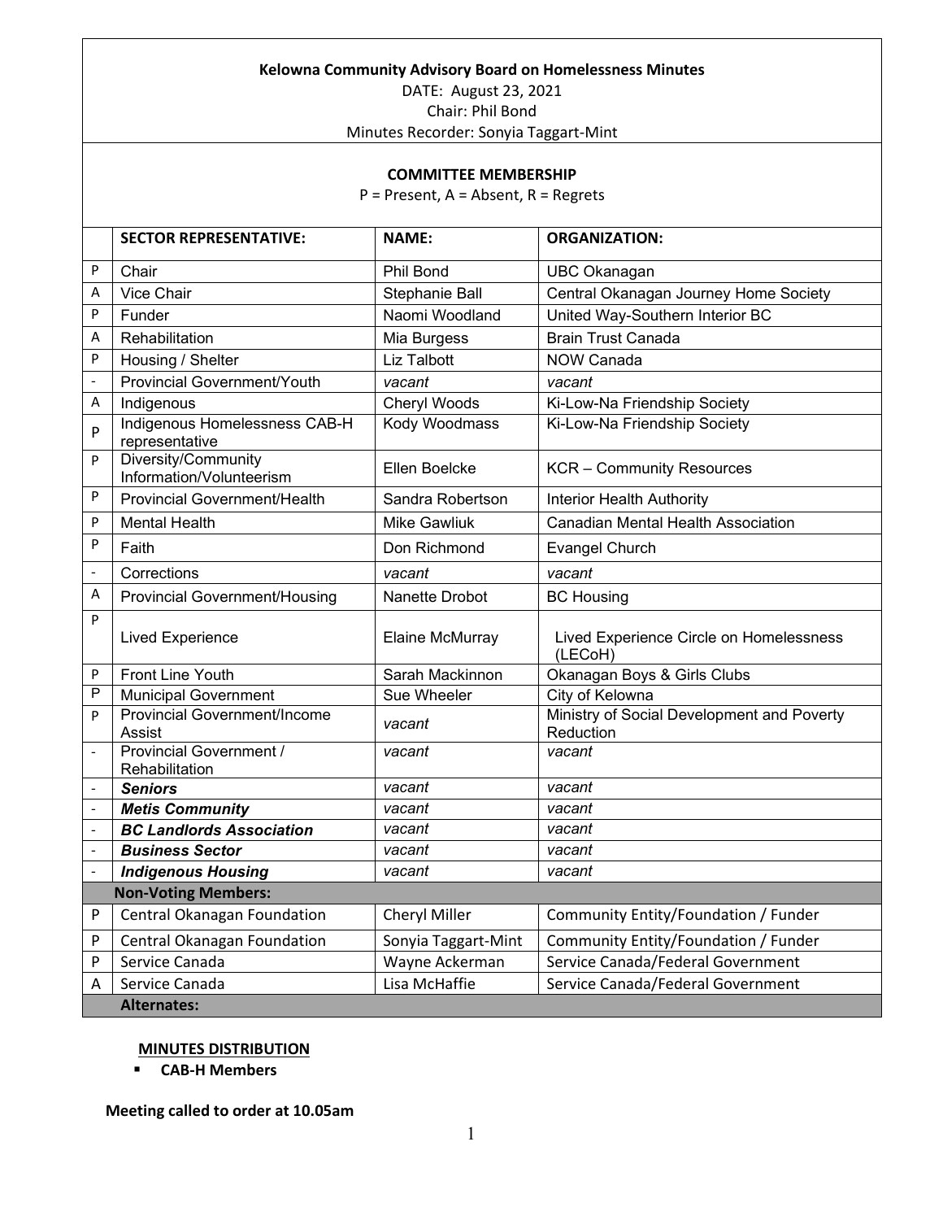**Kelowna Community Advisory Board on Homelessness Minutes**

DATE: August 23, 2021

Chair: Phil Bond

Minutes Recorder: Sonyia Taggart-Mint

**COMMITTEE MEMBERSHIP**

P = Present, A = Absent, R = Regrets

| | **SECTOR REPRESENTATIVE:** | **NAME:** | **ORGANIZATION:** |
|---|---|---|---|
| P | Chair | Phil Bond | UBC Okanagan |
| A | Vice Chair | Stephanie Ball | Central Okanagan Journey Home Society |
| P | Funder | Naomi Woodland | United Way-Southern Interior BC |
| A | Rehabilitation | Mia Burgess | Brain Trust Canada |
| P | Housing / Shelter | Liz Talbott | NOW Canada |
| - | Provincial Government/Youth | *vacant* | *vacant* |
| A | Indigenous | Cheryl Woods | Ki-Low-Na Friendship Society |
| P | Indigenous Homelessness CAB-H representative | Kody Woodmass | Ki-Low-Na Friendship Society |
| P | Diversity/Community Information/Volunteerism | Ellen Boelcke | KCR – Community Resources |
| P | Provincial Government/Health | Sandra Robertson | Interior Health Authority |
| P | Mental Health | Mike Gawliuk | Canadian Mental Health Association |
| P | Faith | Don Richmond | Evangel Church |
| - | Corrections | *vacant* | *vacant* |
| A | Provincial Government/Housing | Nanette Drobot | BC Housing |
| P | Lived Experience | Elaine McMurray | Lived Experience Circle on Homelessness (LECoH) |
| P | Front Line Youth | Sarah Mackinnon | Okanagan Boys & Girls Clubs |
| P | Municipal Government | Sue Wheeler | City of Kelowna |
| P | Provincial Government/Income Assist | *vacant* | Ministry of Social Development and Poverty Reduction |
| - | Provincial Government / Rehabilitation | *vacant* | *vacant* |
| - | ***Seniors*** | *vacant* | *vacant* |
| - | ***Metis Community*** | *vacant* | *vacant* |
| - | ***BC Landlords Association*** | *vacant* | *vacant* |
| - | ***Business Sector*** | *vacant* | *vacant* |
| - | ***Indigenous Housing*** | *vacant* | *vacant* |
| | **Non-Voting Members:** | | |
| P | Central Okanagan Foundation | Cheryl Miller | Community Entity/Foundation / Funder |
| P | Central Okanagan Foundation | Sonyia Taggart-Mint | Community Entity/Foundation / Funder |
| P | Service Canada | Wayne Ackerman | Service Canada/Federal Government |
| A | Service Canada | Lisa McHaffie | Service Canada/Federal Government |
| | **Alternates:** | | |

**MINUTES DISTRIBUTION**

- **CAB-H Members**

**Meeting called to order at 10.05am**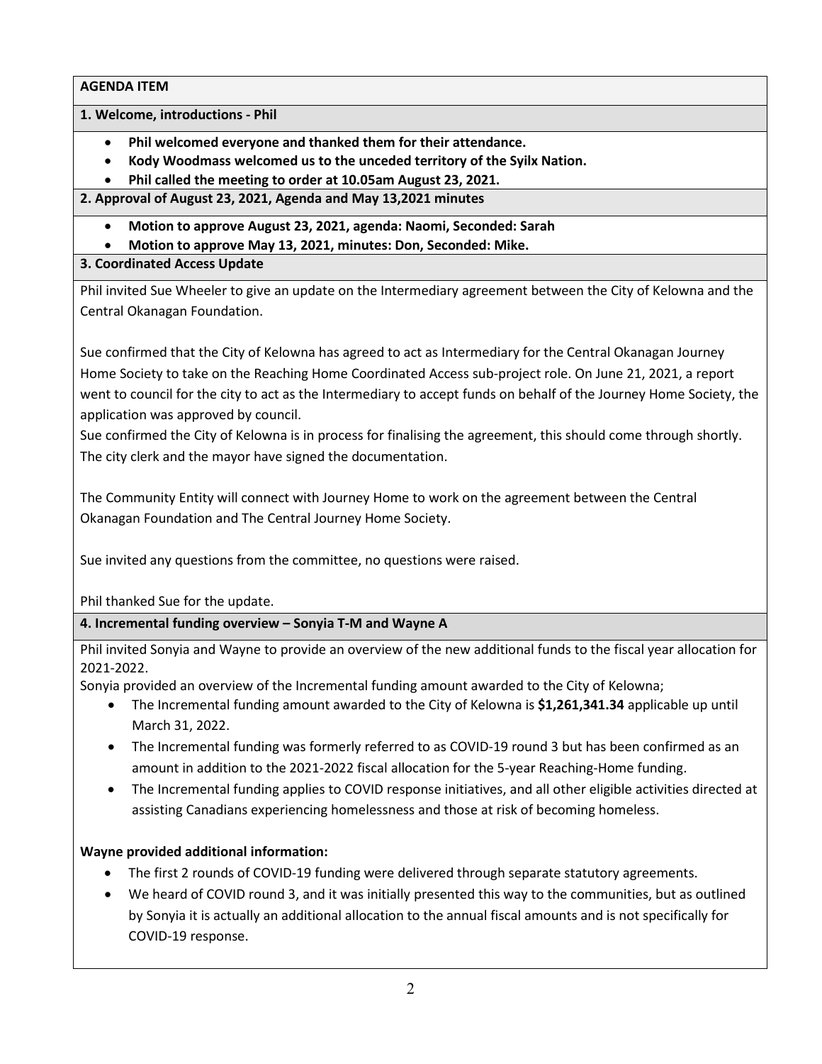**AGENDA ITEM**

**1. Welcome, introductions - Phil**

- **Phil welcomed everyone and thanked them for their attendance.**
- **Kody Woodmass welcomed us to the unceded territory of the Syilx Nation.**
- **Phil called the meeting to order at 10.05am August 23, 2021.**

**2. Approval of August 23, 2021, Agenda and May 13,2021 minutes**

- **Motion to approve August 23, 2021, agenda: Naomi, Seconded: Sarah**
- **Motion to approve May 13, 2021, minutes: Don, Seconded: Mike.**

**3. Coordinated Access Update**

Phil invited Sue Wheeler to give an update on the Intermediary agreement between the City of Kelowna and the Central Okanagan Foundation.

Sue confirmed that the City of Kelowna has agreed to act as Intermediary for the Central Okanagan Journey Home Society to take on the Reaching Home Coordinated Access sub-project role. On June 21, 2021, a report went to council for the city to act as the Intermediary to accept funds on behalf of the Journey Home Society, the application was approved by council.

Sue confirmed the City of Kelowna is in process for finalising the agreement, this should come through shortly. The city clerk and the mayor have signed the documentation.

The Community Entity will connect with Journey Home to work on the agreement between the Central Okanagan Foundation and The Central Journey Home Society.

Sue invited any questions from the committee, no questions were raised.

Phil thanked Sue for the update.

**4. Incremental funding overview – Sonyia T-M and Wayne A**

Phil invited Sonyia and Wayne to provide an overview of the new additional funds to the fiscal year allocation for 2021-2022.

Sonyia provided an overview of the Incremental funding amount awarded to the City of Kelowna;

- The Incremental funding amount awarded to the City of Kelowna is **$1,261,341.34** applicable up until March 31, 2022.
- The Incremental funding was formerly referred to as COVID-19 round 3 but has been confirmed as an amount in addition to the 2021-2022 fiscal allocation for the 5-year Reaching-Home funding.
- The Incremental funding applies to COVID response initiatives, and all other eligible activities directed at assisting Canadians experiencing homelessness and those at risk of becoming homeless.

**Wayne provided additional information:**

- The first 2 rounds of COVID-19 funding were delivered through separate statutory agreements.
- We heard of COVID round 3, and it was initially presented this way to the communities, but as outlined by Sonyia it is actually an additional allocation to the annual fiscal amounts and is not specifically for COVID-19 response.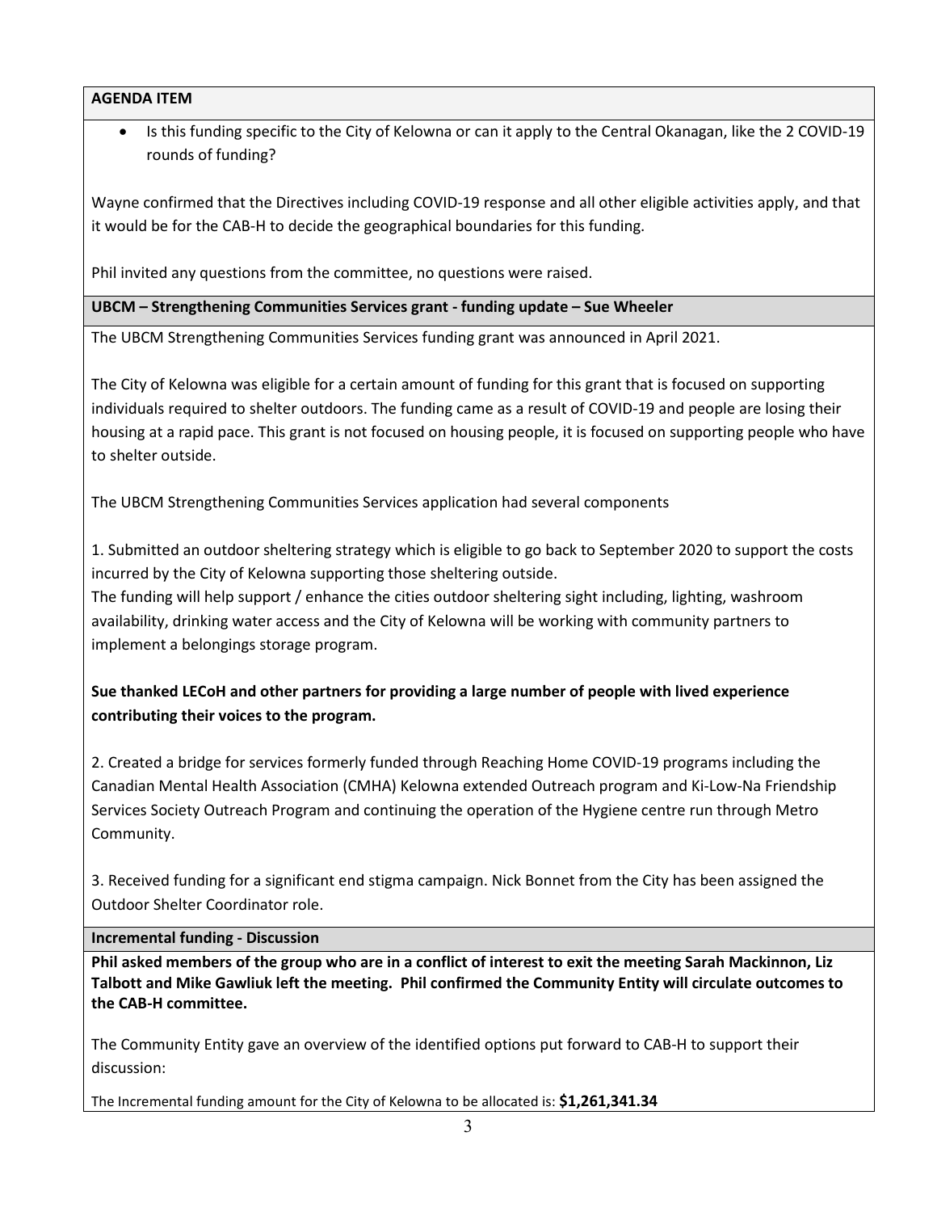**AGENDA ITEM**

- Is this funding specific to the City of Kelowna or can it apply to the Central Okanagan, like the 2 COVID-19 rounds of funding?

Wayne confirmed that the Directives including COVID-19 response and all other eligible activities apply, and that it would be for the CAB-H to decide the geographical boundaries for this funding.

Phil invited any questions from the committee, no questions were raised.

**UBCM – Strengthening Communities Services grant - funding update – Sue Wheeler**

The UBCM Strengthening Communities Services funding grant was announced in April 2021.

The City of Kelowna was eligible for a certain amount of funding for this grant that is focused on supporting individuals required to shelter outdoors. The funding came as a result of COVID-19 and people are losing their housing at a rapid pace. This grant is not focused on housing people, it is focused on supporting people who have to shelter outside.

The UBCM Strengthening Communities Services application had several components

1. Submitted an outdoor sheltering strategy which is eligible to go back to September 2020 to support the costs incurred by the City of Kelowna supporting those sheltering outside.
The funding will help support / enhance the cities outdoor sheltering sight including, lighting, washroom availability, drinking water access and the City of Kelowna will be working with community partners to implement a belongings storage program.

**Sue thanked LECoH and other partners for providing a large number of people with lived experience contributing their voices to the program.**

2. Created a bridge for services formerly funded through Reaching Home COVID-19 programs including the Canadian Mental Health Association (CMHA) Kelowna extended Outreach program and Ki-Low-Na Friendship Services Society Outreach Program and continuing the operation of the Hygiene centre run through Metro Community.

3. Received funding for a significant end stigma campaign. Nick Bonnet from the City has been assigned the Outdoor Shelter Coordinator role.

**Incremental funding - Discussion**

**Phil asked members of the group who are in a conflict of interest to exit the meeting Sarah Mackinnon, Liz Talbott and Mike Gawliuk left the meeting. Phil confirmed the Community Entity will circulate outcomes to the CAB-H committee.**

The Community Entity gave an overview of the identified options put forward to CAB-H to support their discussion:

The Incremental funding amount for the City of Kelowna to be allocated is: **$1,261,341.34**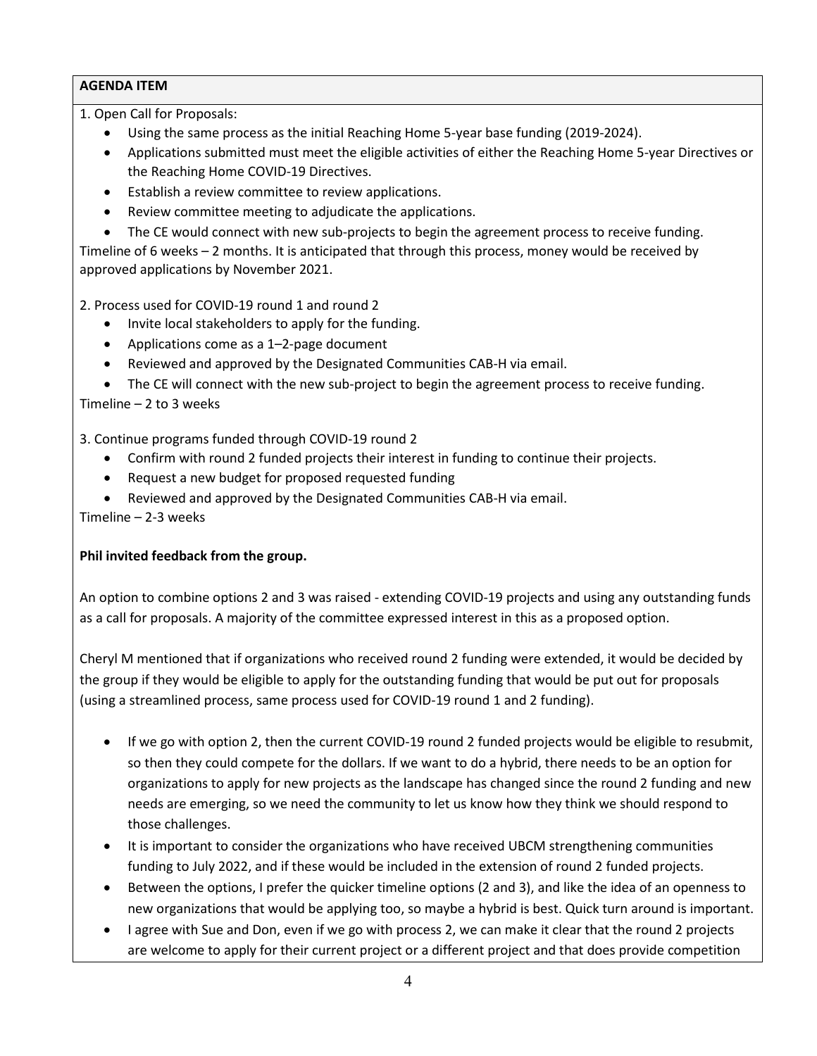| **AGENDA ITEM** |
|---|
| 1. Open Call for Proposals:<br>• Using the same process as the initial Reaching Home 5-year base funding (2019-2024).<br>• Applications submitted must meet the eligible activities of either the Reaching Home 5-year Directives or the Reaching Home COVID-19 Directives.<br>• Establish a review committee to review applications.<br>• Review committee meeting to adjudicate the applications.<br>• The CE would connect with new sub-projects to begin the agreement process to receive funding.<br>Timeline of 6 weeks – 2 months. It is anticipated that through this process, money would be received by approved applications by November 2021.<br><br>2. Process used for COVID-19 round 1 and round 2<br>• Invite local stakeholders to apply for the funding.<br>• Applications come as a 1–2-page document<br>• Reviewed and approved by the Designated Communities CAB-H via email.<br>• The CE will connect with the new sub-project to begin the agreement process to receive funding.<br>Timeline – 2 to 3 weeks<br><br>3. Continue programs funded through COVID-19 round 2<br>• Confirm with round 2 funded projects their interest in funding to continue their projects.<br>• Request a new budget for proposed requested funding<br>• Reviewed and approved by the Designated Communities CAB-H via email.<br>Timeline – 2-3 weeks<br><br>**Phil invited feedback from the group.**<br><br>An option to combine options 2 and 3 was raised - extending COVID-19 projects and using any outstanding funds as a call for proposals. A majority of the committee expressed interest in this as a proposed option.<br><br>Cheryl M mentioned that if organizations who received round 2 funding were extended, it would be decided by the group if they would be eligible to apply for the outstanding funding that would be put out for proposals (using a streamlined process, same process used for COVID-19 round 1 and 2 funding).<br><br>• If we go with option 2, then the current COVID-19 round 2 funded projects would be eligible to resubmit, so then they could compete for the dollars. If we want to do a hybrid, there needs to be an option for organizations to apply for new projects as the landscape has changed since the round 2 funding and new needs are emerging, so we need the community to let us know how they think we should respond to those challenges.<br>• It is important to consider the organizations who have received UBCM strengthening communities funding to July 2022, and if these would be included in the extension of round 2 funded projects.<br>• Between the options, I prefer the quicker timeline options (2 and 3), and like the idea of an openness to new organizations that would be applying too, so maybe a hybrid is best. Quick turn around is important.<br>• I agree with Sue and Don, even if we go with process 2, we can make it clear that the round 2 projects are welcome to apply for their current project or a different project and that does provide competition |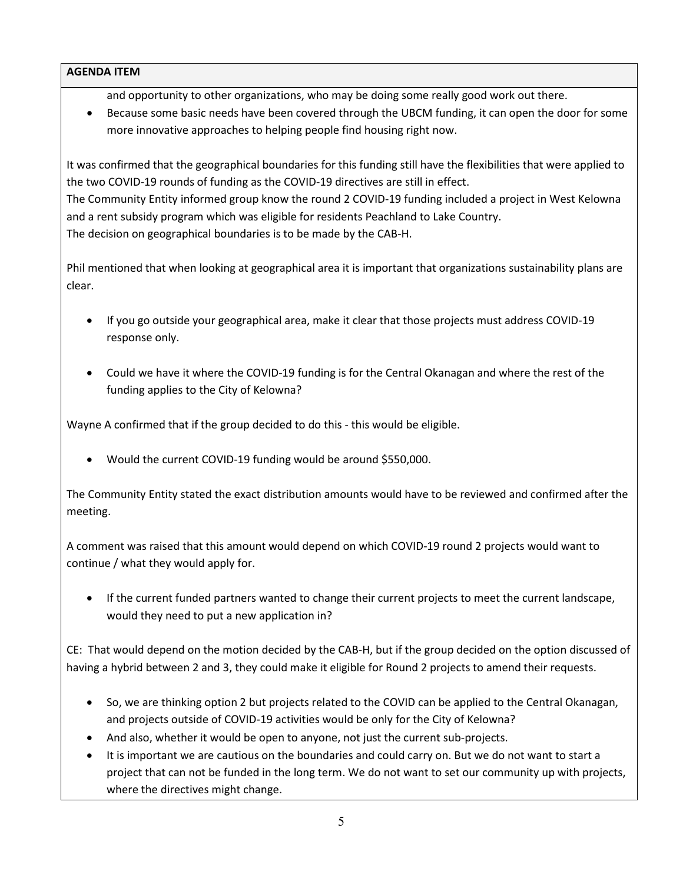**AGENDA ITEM**

and opportunity to other organizations, who may be doing some really good work out there.

- Because some basic needs have been covered through the UBCM funding, it can open the door for some more innovative approaches to helping people find housing right now.

It was confirmed that the geographical boundaries for this funding still have the flexibilities that were applied to the two COVID-19 rounds of funding as the COVID-19 directives are still in effect.
The Community Entity informed group know the round 2 COVID-19 funding included a project in West Kelowna and a rent subsidy program which was eligible for residents Peachland to Lake Country.
The decision on geographical boundaries is to be made by the CAB-H.

Phil mentioned that when looking at geographical area it is important that organizations sustainability plans are clear.

- If you go outside your geographical area, make it clear that those projects must address COVID-19 response only.

- Could we have it where the COVID-19 funding is for the Central Okanagan and where the rest of the funding applies to the City of Kelowna?

Wayne A confirmed that if the group decided to do this - this would be eligible.

- Would the current COVID-19 funding would be around $550,000.

The Community Entity stated the exact distribution amounts would have to be reviewed and confirmed after the meeting.

A comment was raised that this amount would depend on which COVID-19 round 2 projects would want to continue / what they would apply for.

- If the current funded partners wanted to change their current projects to meet the current landscape, would they need to put a new application in?

CE: That would depend on the motion decided by the CAB-H, but if the group decided on the option discussed of having a hybrid between 2 and 3, they could make it eligible for Round 2 projects to amend their requests.

- So, we are thinking option 2 but projects related to the COVID can be applied to the Central Okanagan, and projects outside of COVID-19 activities would be only for the City of Kelowna?
- And also, whether it would be open to anyone, not just the current sub-projects.
- It is important we are cautious on the boundaries and could carry on. But we do not want to start a project that can not be funded in the long term. We do not want to set our community up with projects, where the directives might change.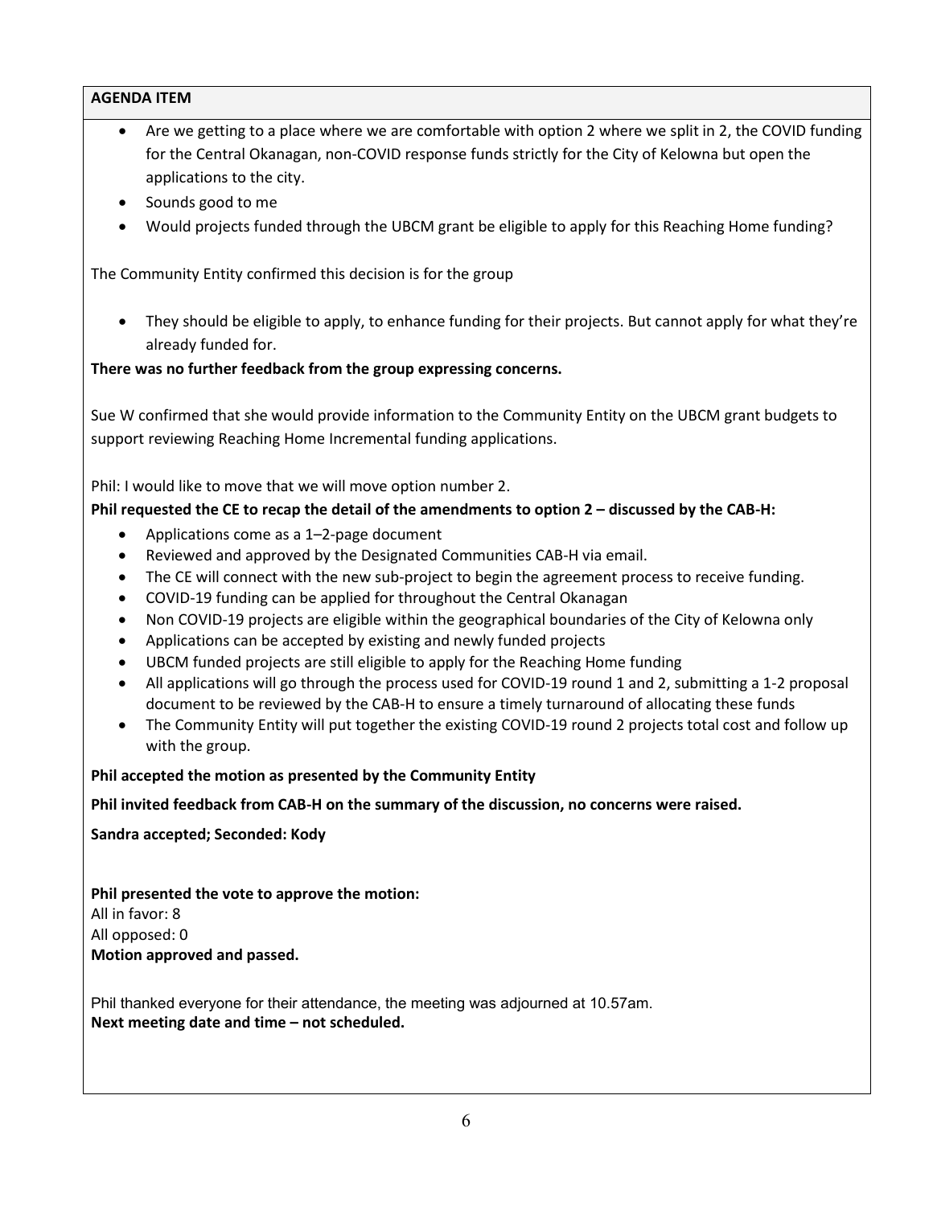**AGENDA ITEM**

- Are we getting to a place where we are comfortable with option 2 where we split in 2, the COVID funding for the Central Okanagan, non-COVID response funds strictly for the City of Kelowna but open the applications to the city.
- Sounds good to me
- Would projects funded through the UBCM grant be eligible to apply for this Reaching Home funding?

The Community Entity confirmed this decision is for the group

- They should be eligible to apply, to enhance funding for their projects. But cannot apply for what they're already funded for.

**There was no further feedback from the group expressing concerns.**

Sue W confirmed that she would provide information to the Community Entity on the UBCM grant budgets to support reviewing Reaching Home Incremental funding applications.

Phil: I would like to move that we will move option number 2.

**Phil requested the CE to recap the detail of the amendments to option 2 – discussed by the CAB-H:**

- Applications come as a 1–2-page document
- Reviewed and approved by the Designated Communities CAB-H via email.
- The CE will connect with the new sub-project to begin the agreement process to receive funding.
- COVID-19 funding can be applied for throughout the Central Okanagan
- Non COVID-19 projects are eligible within the geographical boundaries of the City of Kelowna only
- Applications can be accepted by existing and newly funded projects
- UBCM funded projects are still eligible to apply for the Reaching Home funding
- All applications will go through the process used for COVID-19 round 1 and 2, submitting a 1-2 proposal document to be reviewed by the CAB-H to ensure a timely turnaround of allocating these funds
- The Community Entity will put together the existing COVID-19 round 2 projects total cost and follow up with the group.

**Phil accepted the motion as presented by the Community Entity**

**Phil invited feedback from CAB-H on the summary of the discussion, no concerns were raised.**

**Sandra accepted; Seconded: Kody**

**Phil presented the vote to approve the motion:**
All in favor: 8
All opposed: 0
**Motion approved and passed.**

Phil thanked everyone for their attendance, the meeting was adjourned at 10.57am.
**Next meeting date and time – not scheduled.**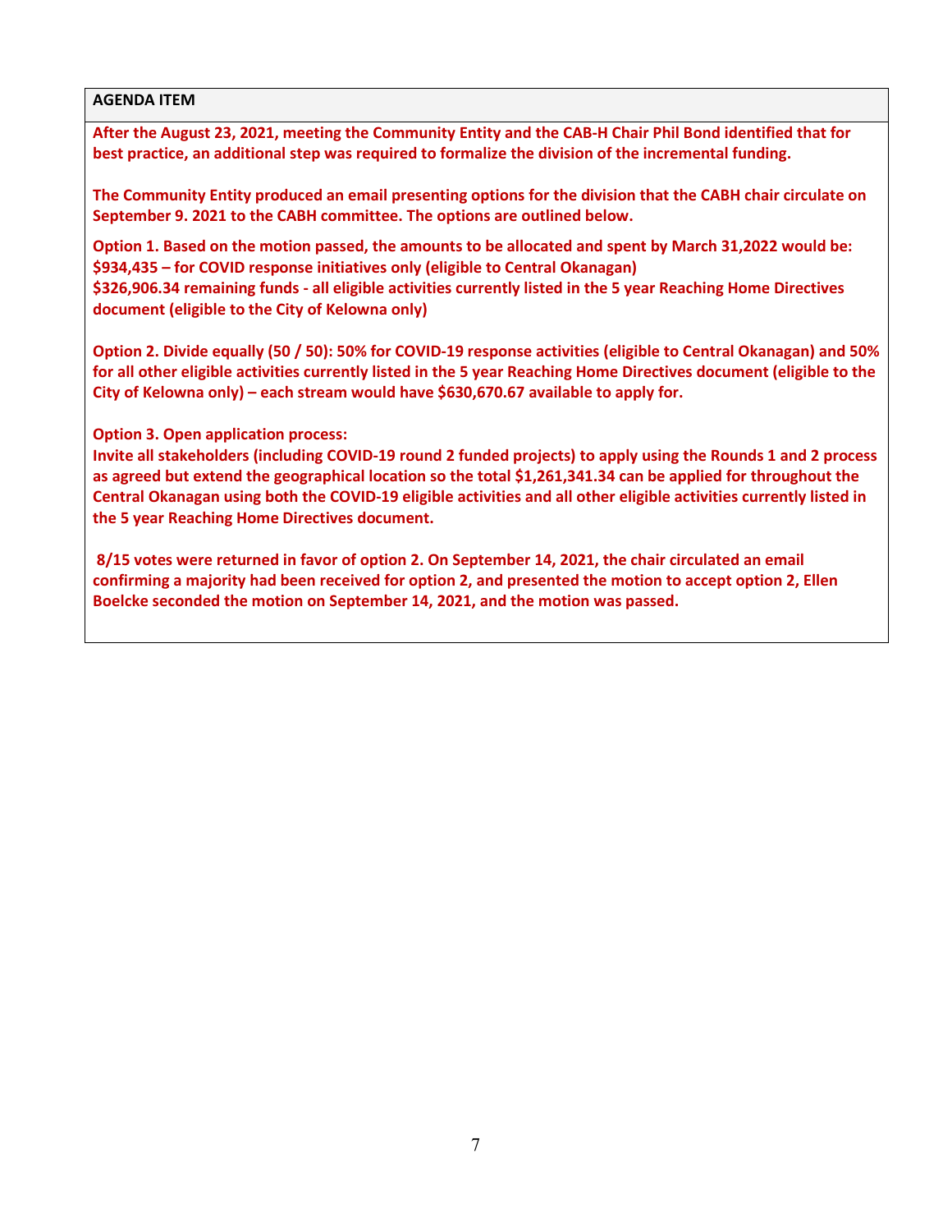| **AGENDA ITEM** |
| --- |
| **After the August 23, 2021, meeting the Community Entity and the CAB-H Chair Phil Bond identified that for best practice, an additional step was required to formalize the division of the incremental funding.**<br><br>**The Community Entity produced an email presenting options for the division that the CABH chair circulate on September 9. 2021 to the CABH committee. The options are outlined below.**<br><br>**Option 1. Based on the motion passed, the amounts to be allocated and spent by March 31,2022 would be:**<br>**$934,435 – for COVID response initiatives only (eligible to Central Okanagan)**<br>**$326,906.34 remaining funds - all eligible activities currently listed in the 5 year Reaching Home Directives document (eligible to the City of Kelowna only)**<br><br>**Option 2. Divide equally (50 / 50): 50% for COVID-19 response activities (eligible to Central Okanagan) and 50% for all other eligible activities currently listed in the 5 year Reaching Home Directives document (eligible to the City of Kelowna only) – each stream would have $630,670.67 available to apply for.**<br><br>**Option 3. Open application process:**<br>**Invite all stakeholders (including COVID-19 round 2 funded projects) to apply using the Rounds 1 and 2 process as agreed but extend the geographical location so the total $1,261,341.34 can be applied for throughout the Central Okanagan using both the COVID-19 eligible activities and all other eligible activities currently listed in the 5 year Reaching Home Directives document.**<br><br>**8/15 votes were returned in favor of option 2. On September 14, 2021, the chair circulated an email confirming a majority had been received for option 2, and presented the motion to accept option 2, Ellen Boelcke seconded the motion on September 14, 2021, and the motion was passed.** |